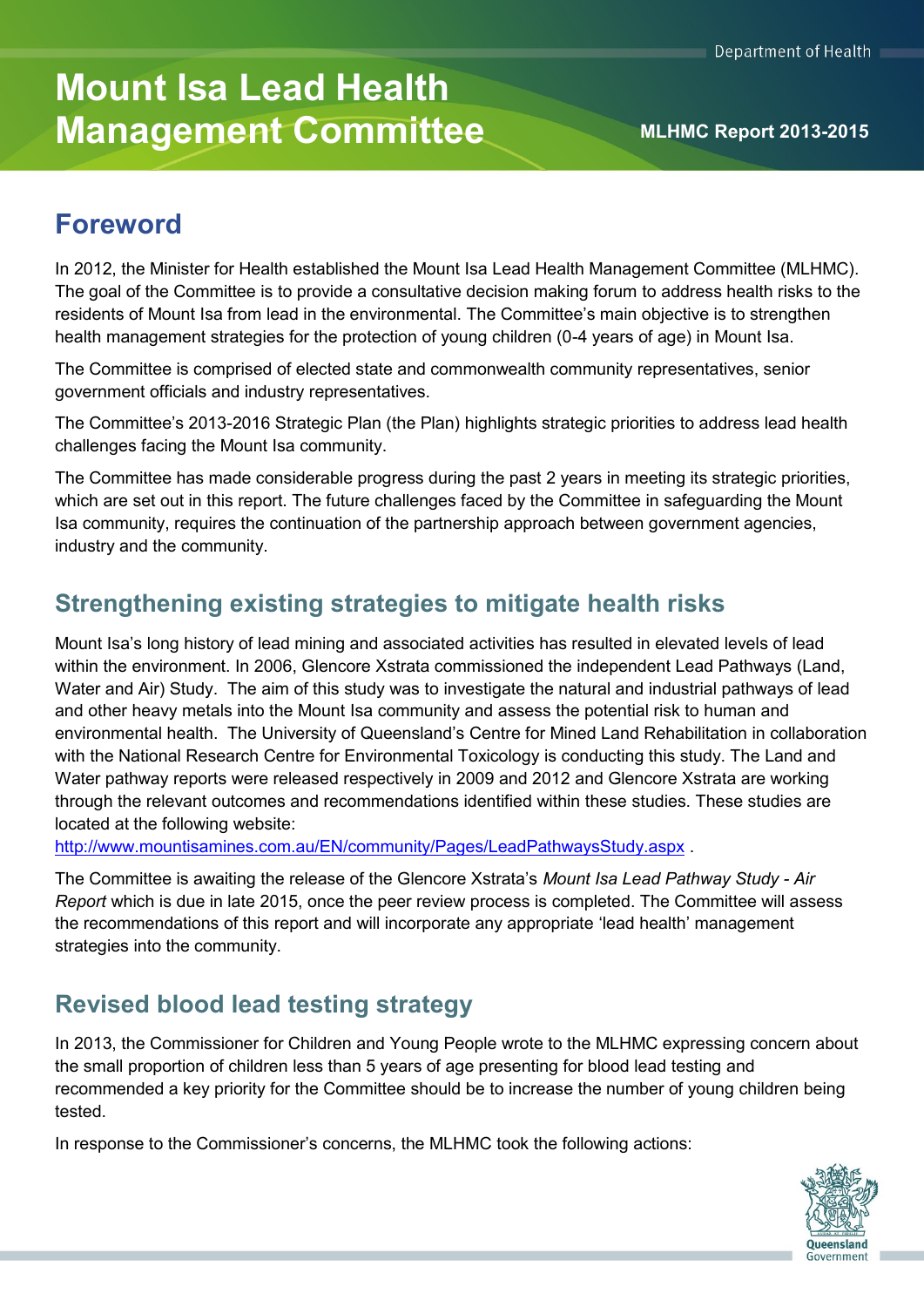# Mount Isa Lead Health Management Committee

**MLHMC Report 2013-2015**

## Foreword

In 2012, the Minister for Health established the Mount Isa Lead Health Management Committee (MLHMC). The goal of the Committee is to provide a consultative decision making forum to address health risks to the residents of Mount Isa from lead in the environmental. The Committee's main objective is to strengthen health management strategies for the protection of young children (0-4 years of age) in Mount Isa.

The Committee is comprised of elected state and commonwealth community representatives, senior government officials and industry representatives.

The Committee's 2013-2016 Strategic Plan (the Plan) highlights strategic priorities to address lead health challenges facing the Mount Isa community.

The Committee has made considerable progress during the past 2 years in meeting its strategic priorities, which are set out in this report. The future challenges faced by the Committee in safeguarding the Mount Isa community, requires the continuation of the partnership approach between government agencies, industry and the community.

## Strengthening existing strategies to mitigate health risks

Mount Isa's long history of lead mining and associated activities has resulted in elevated levels of lead within the environment. In 2006, Glencore Xstrata commissioned the independent Lead Pathways (Land, Water and Air) Study. The aim of this study was to investigate the natural and industrial pathways of lead and other heavy metals into the Mount Isa community and assess the potential risk to human and environmental health. The University of Queensland's Centre for Mined Land Rehabilitation in collaboration with the National Research Centre for Environmental Toxicology is conducting this study. The Land and Water pathway reports were released respectively in 2009 and 2012 and Glencore Xstrata are working through the relevant outcomes and recommendations identified within these studies. These studies are located at the following website:
http://www.mountisamines.com.au/EN/community/Pages/LeadPathwaysStudy.aspx .

The Committee is awaiting the release of the Glencore Xstrata's *Mount Isa Lead Pathway Study - Air Report* which is due in late 2015, once the peer review process is completed. The Committee will assess the recommendations of this report and will incorporate any appropriate 'lead health' management strategies into the community.

## Revised blood lead testing strategy

In 2013, the Commissioner for Children and Young People wrote to the MLHMC expressing concern about the small proportion of children less than 5 years of age presenting for blood lead testing and recommended a key priority for the Committee should be to increase the number of young children being tested.

In response to the Commissioner's concerns, the MLHMC took the following actions: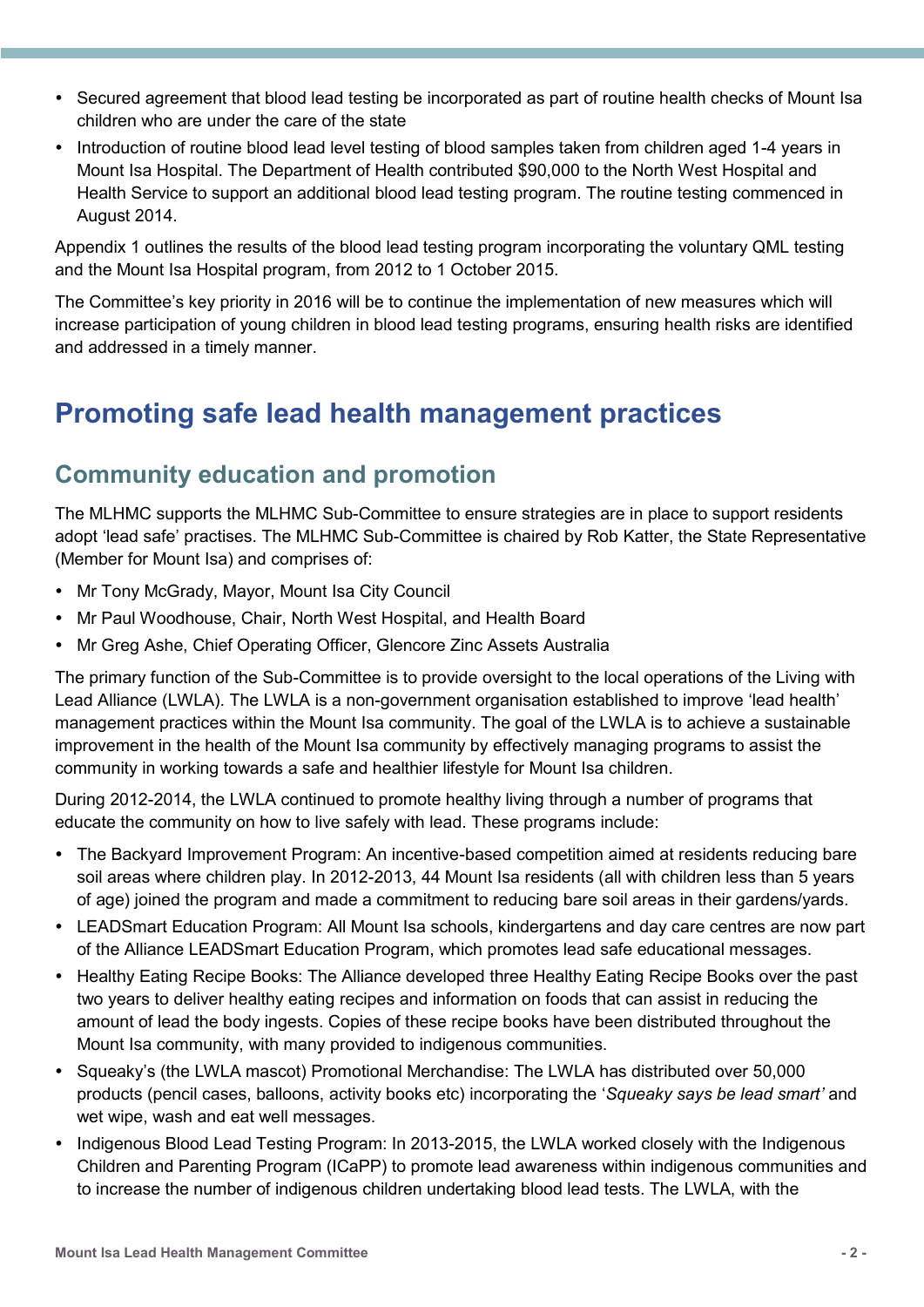- Secured agreement that blood lead testing be incorporated as part of routine health checks of Mount Isa children who are under the care of the state
- Introduction of routine blood lead level testing of blood samples taken from children aged 1-4 years in Mount Isa Hospital. The Department of Health contributed $90,000 to the North West Hospital and Health Service to support an additional blood lead testing program. The routine testing commenced in August 2014.

Appendix 1 outlines the results of the blood lead testing program incorporating the voluntary QML testing and the Mount Isa Hospital program, from 2012 to 1 October 2015.

The Committee's key priority in 2016 will be to continue the implementation of new measures which will increase participation of young children in blood lead testing programs, ensuring health risks are identified and addressed in a timely manner.

# Promoting safe lead health management practices

## Community education and promotion

The MLHMC supports the MLHMC Sub-Committee to ensure strategies are in place to support residents adopt 'lead safe' practises. The MLHMC Sub-Committee is chaired by Rob Katter, the State Representative (Member for Mount Isa) and comprises of:

- Mr Tony McGrady, Mayor, Mount Isa City Council
- Mr Paul Woodhouse, Chair, North West Hospital, and Health Board
- Mr Greg Ashe, Chief Operating Officer, Glencore Zinc Assets Australia

The primary function of the Sub-Committee is to provide oversight to the local operations of the Living with Lead Alliance (LWLA). The LWLA is a non-government organisation established to improve 'lead health' management practices within the Mount Isa community. The goal of the LWLA is to achieve a sustainable improvement in the health of the Mount Isa community by effectively managing programs to assist the community in working towards a safe and healthier lifestyle for Mount Isa children.

During 2012-2014, the LWLA continued to promote healthy living through a number of programs that educate the community on how to live safely with lead. These programs include:

- The Backyard Improvement Program: An incentive-based competition aimed at residents reducing bare soil areas where children play. In 2012-2013, 44 Mount Isa residents (all with children less than 5 years of age) joined the program and made a commitment to reducing bare soil areas in their gardens/yards.
- LEADSmart Education Program: All Mount Isa schools, kindergartens and day care centres are now part of the Alliance LEADSmart Education Program, which promotes lead safe educational messages.
- Healthy Eating Recipe Books: The Alliance developed three Healthy Eating Recipe Books over the past two years to deliver healthy eating recipes and information on foods that can assist in reducing the amount of lead the body ingests. Copies of these recipe books have been distributed throughout the Mount Isa community, with many provided to indigenous communities.
- Squeaky's (the LWLA mascot) Promotional Merchandise: The LWLA has distributed over 50,000 products (pencil cases, balloons, activity books etc) incorporating the '*Squeaky says be lead smart'* and wet wipe, wash and eat well messages.
- Indigenous Blood Lead Testing Program: In 2013-2015, the LWLA worked closely with the Indigenous Children and Parenting Program (ICaPP) to promote lead awareness within indigenous communities and to increase the number of indigenous children undertaking blood lead tests. The LWLA, with the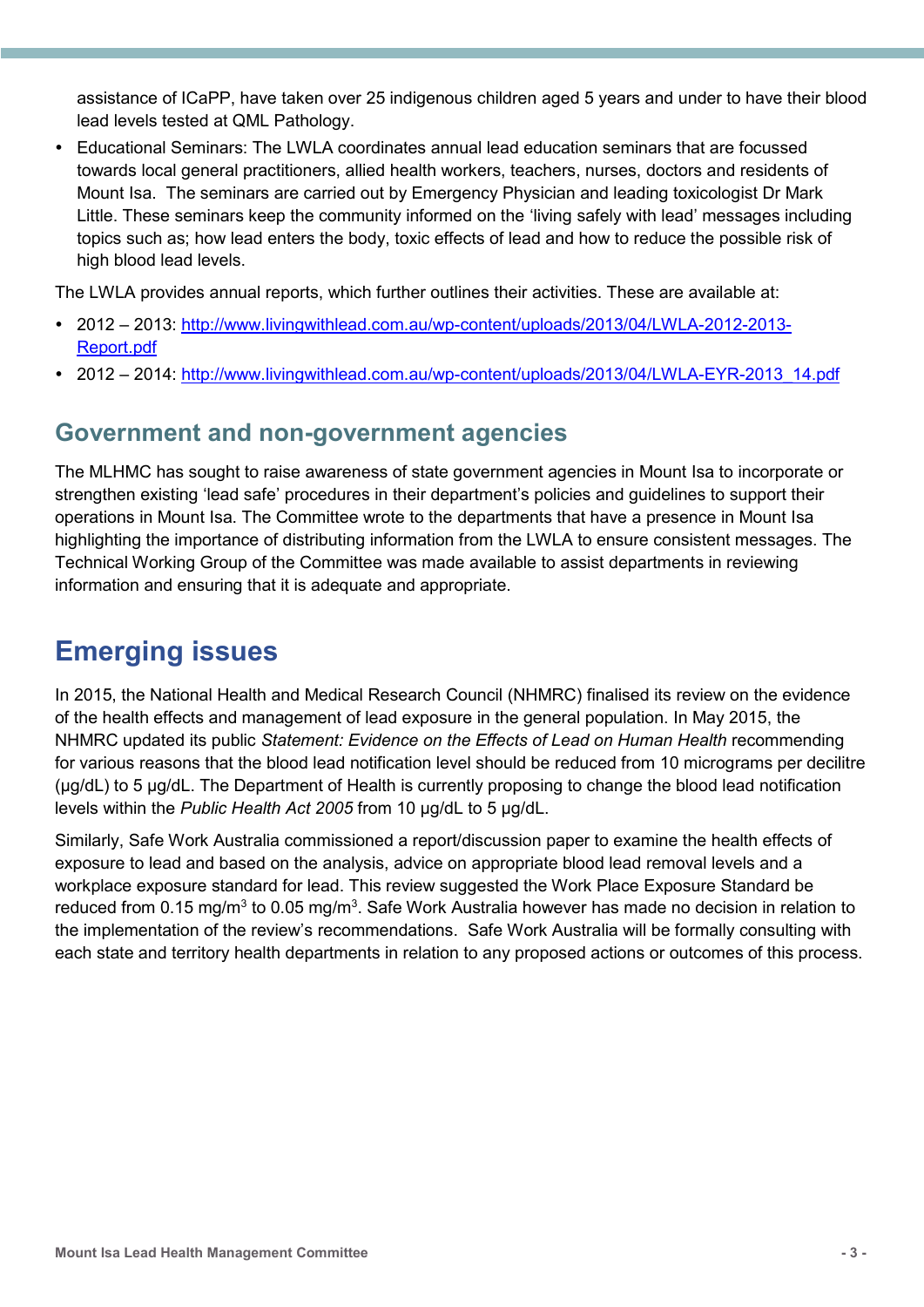assistance of ICaPP, have taken over 25 indigenous children aged 5 years and under to have their blood lead levels tested at QML Pathology.

- Educational Seminars: The LWLA coordinates annual lead education seminars that are focussed towards local general practitioners, allied health workers, teachers, nurses, doctors and residents of Mount Isa. The seminars are carried out by Emergency Physician and leading toxicologist Dr Mark Little. These seminars keep the community informed on the 'living safely with lead' messages including topics such as; how lead enters the body, toxic effects of lead and how to reduce the possible risk of high blood lead levels.

The LWLA provides annual reports, which further outlines their activities. These are available at:

- 2012 – 2013: [http://www.livingwithlead.com.au/wp-content/uploads/2013/04/LWLA-2012-2013-Report.pdf](http://www.livingwithlead.com.au/wp-content/uploads/2013/04/LWLA-2012-2013-Report.pdf)
- 2012 – 2014: [http://www.livingwithlead.com.au/wp-content/uploads/2013/04/LWLA-EYR-2013_14.pdf](http://www.livingwithlead.com.au/wp-content/uploads/2013/04/LWLA-EYR-2013_14.pdf)

## Government and non-government agencies

The MLHMC has sought to raise awareness of state government agencies in Mount Isa to incorporate or strengthen existing 'lead safe' procedures in their department's policies and guidelines to support their operations in Mount Isa. The Committee wrote to the departments that have a presence in Mount Isa highlighting the importance of distributing information from the LWLA to ensure consistent messages. The Technical Working Group of the Committee was made available to assist departments in reviewing information and ensuring that it is adequate and appropriate.

# Emerging issues

In 2015, the National Health and Medical Research Council (NHMRC) finalised its review on the evidence of the health effects and management of lead exposure in the general population. In May 2015, the NHMRC updated its public *Statement: Evidence on the Effects of Lead on Human Health* recommending for various reasons that the blood lead notification level should be reduced from 10 micrograms per decilitre (µg/dL) to 5 µg/dL. The Department of Health is currently proposing to change the blood lead notification levels within the *Public Health Act 2005* from 10 µg/dL to 5 µg/dL.

Similarly, Safe Work Australia commissioned a report/discussion paper to examine the health effects of exposure to lead and based on the analysis, advice on appropriate blood lead removal levels and a workplace exposure standard for lead. This review suggested the Work Place Exposure Standard be reduced from 0.15 $mg/m^3$ to 0.05 $mg/m^3$. Safe Work Australia however has made no decision in relation to the implementation of the review's recommendations. Safe Work Australia will be formally consulting with each state and territory health departments in relation to any proposed actions or outcomes of this process.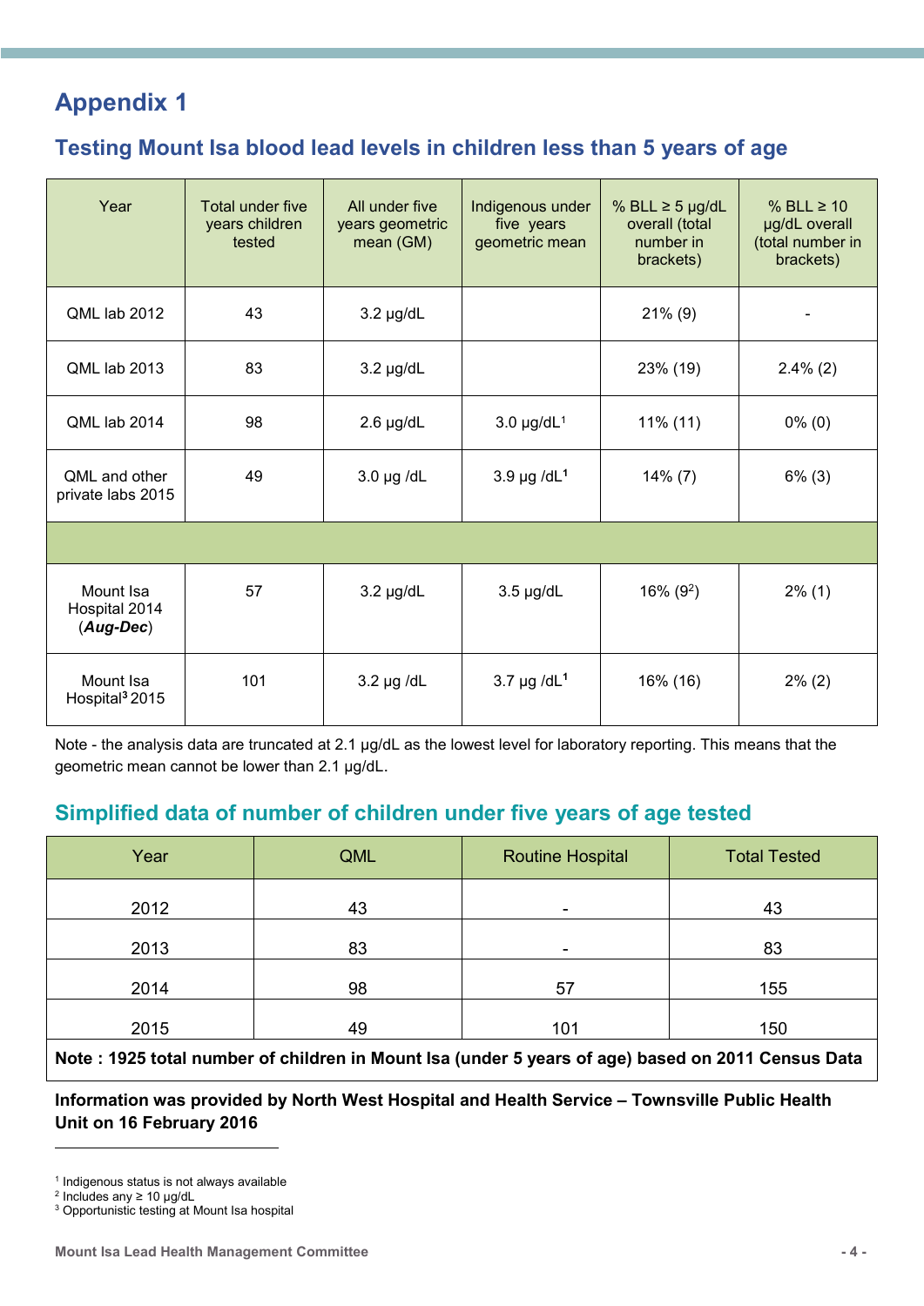# Appendix 1

## Testing Mount Isa blood lead levels in children less than 5 years of age

| Year | Total under five years children tested | All under five years geometric mean (GM) | Indigenous under five years geometric mean | % BLL ≥ 5 µg/dL overall (total number in brackets) | % BLL ≥ 10 µg/dL overall (total number in brackets) |
|---|---|---|---|---|---|
| QML lab 2012 | 43 | 3.2 µg/dL | | 21% (9) | - |
| QML lab 2013 | 83 | 3.2 µg/dL | | 23% (19) | 2.4% (2) |
| QML lab 2014 | 98 | 2.6 µg/dL | 3.0 µg/dL[1] | 11% (11) | 0% (0) |
| QML and other private labs 2015 | 49 | 3.0 µg /dL | 3.9 µg /dL[1] | 14% (7) | 6% (3) |
| | | | | | |
| Mount Isa Hospital 2014 (***Aug-Dec***) | 57 | 3.2 µg/dL | 3.5 µg/dL | 16% (9[2]) | 2% (1) |
| Mount Isa Hospital[3] 2015 | 101 | 3.2 µg /dL | 3.7 µg /dL[1] | 16% (16) | 2% (2) |

Note - the analysis data are truncated at 2.1 µg/dL as the lowest level for laboratory reporting. This means that the geometric mean cannot be lower than 2.1 µg/dL.

## Simplified data of number of children under five years of age tested

| Year | QML | Routine Hospital | Total Tested |
|---|---|---|---|
| 2012 | 43 | - | 43 |
| 2013 | 83 | - | 83 |
| 2014 | 98 | 57 | 155 |
| 2015 | 49 | 101 | 150 |

**Note : 1925 total number of children in Mount Isa (under 5 years of age) based on 2011 Census Data**

**Information was provided by North West Hospital and Health Service – Townsville Public Health Unit on 16 February 2016**

[1] Indigenous status is not always available
[2] Includes any ≥ 10 µg/dL
[3] Opportunistic testing at Mount Isa hospital